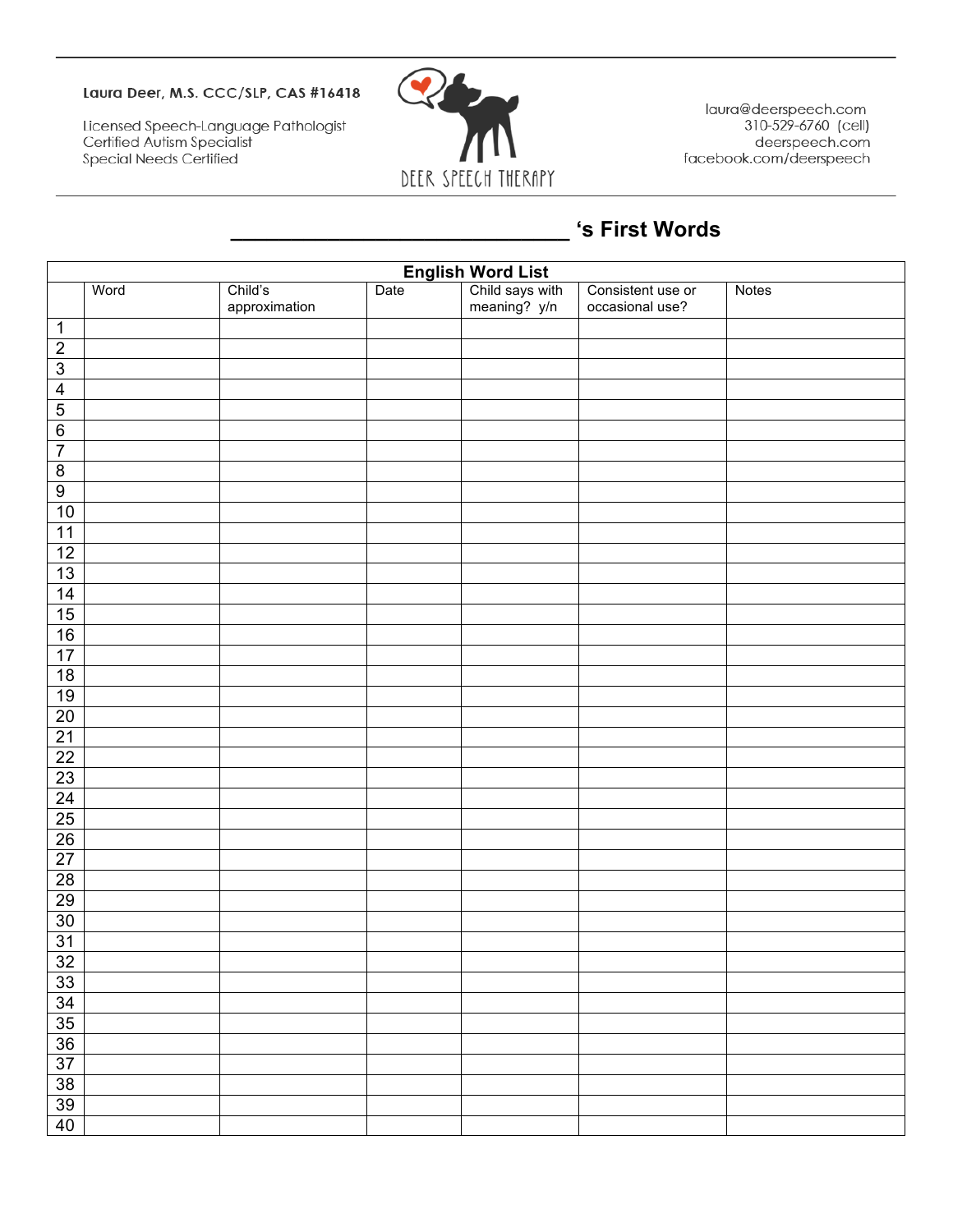Laura Deer, M.S. CCC/SLP, CAS #16418

Licensed Speech-Language Pathologist
Certified Autism Specialist
Special Needs Certified

DEER SPEECH THERAPY

laura@deerspeech.com
310-529-6760 (cell)
deerspeech.com
facebook.com/deerspeech

## ___________________________ 's First Words

| English Word List | | | | | | |
|---|---|---|---|---|---|---|
| | Word | Child's approximation | Date | Child says with meaning? y/n | Consistent use or occasional use? | Notes |
| 1 | | | | | | |
| 2 | | | | | | |
| 3 | | | | | | |
| 4 | | | | | | |
| 5 | | | | | | |
| 6 | | | | | | |
| 7 | | | | | | |
| 8 | | | | | | |
| 9 | | | | | | |
| 10 | | | | | | |
| 11 | | | | | | |
| 12 | | | | | | |
| 13 | | | | | | |
| 14 | | | | | | |
| 15 | | | | | | |
| 16 | | | | | | |
| 17 | | | | | | |
| 18 | | | | | | |
| 19 | | | | | | |
| 20 | | | | | | |
| 21 | | | | | | |
| 22 | | | | | | |
| 23 | | | | | | |
| 24 | | | | | | |
| 25 | | | | | | |
| 26 | | | | | | |
| 27 | | | | | | |
| 28 | | | | | | |
| 29 | | | | | | |
| 30 | | | | | | |
| 31 | | | | | | |
| 32 | | | | | | |
| 33 | | | | | | |
| 34 | | | | | | |
| 35 | | | | | | |
| 36 | | | | | | |
| 37 | | | | | | |
| 38 | | | | | | |
| 39 | | | | | | |
| 40 | | | | | | |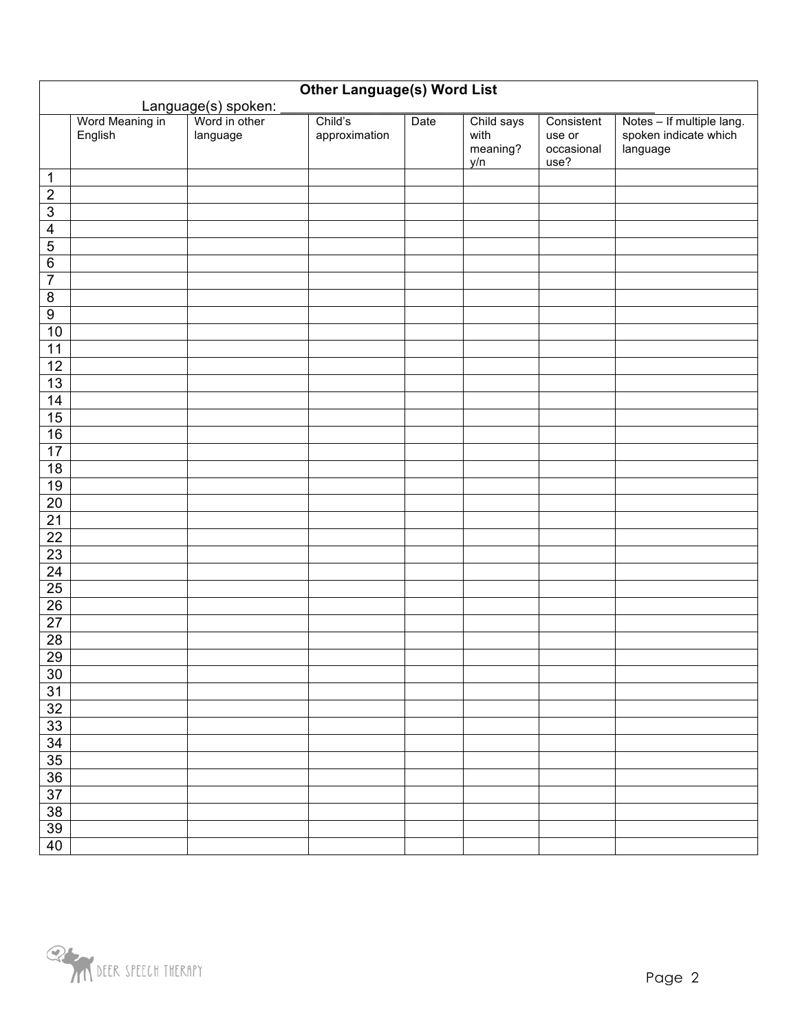## Other Language(s) Word List

Language(s) spoken: ___________________________________

| | Word Meaning in English | Word in other language | Child's approximation | Date | Child says with meaning? y/n | Consistent use or occasional use? | Notes – If multiple lang. spoken indicate which language |
|---|---|---|---|---|---|---|---|
| 1 | | | | | | | |
| 2 | | | | | | | |
| 3 | | | | | | | |
| 4 | | | | | | | |
| 5 | | | | | | | |
| 6 | | | | | | | |
| 7 | | | | | | | |
| 8 | | | | | | | |
| 9 | | | | | | | |
| 10 | | | | | | | |
| 11 | | | | | | | |
| 12 | | | | | | | |
| 13 | | | | | | | |
| 14 | | | | | | | |
| 15 | | | | | | | |
| 16 | | | | | | | |
| 17 | | | | | | | |
| 18 | | | | | | | |
| 19 | | | | | | | |
| 20 | | | | | | | |
| 21 | | | | | | | |
| 22 | | | | | | | |
| 23 | | | | | | | |
| 24 | | | | | | | |
| 25 | | | | | | | |
| 26 | | | | | | | |
| 27 | | | | | | | |
| 28 | | | | | | | |
| 29 | | | | | | | |
| 30 | | | | | | | |
| 31 | | | | | | | |
| 32 | | | | | | | |
| 33 | | | | | | | |
| 34 | | | | | | | |
| 35 | | | | | | | |
| 36 | | | | | | | |
| 37 | | | | | | | |
| 38 | | | | | | | |
| 39 | | | | | | | |
| 40 | | | | | | | |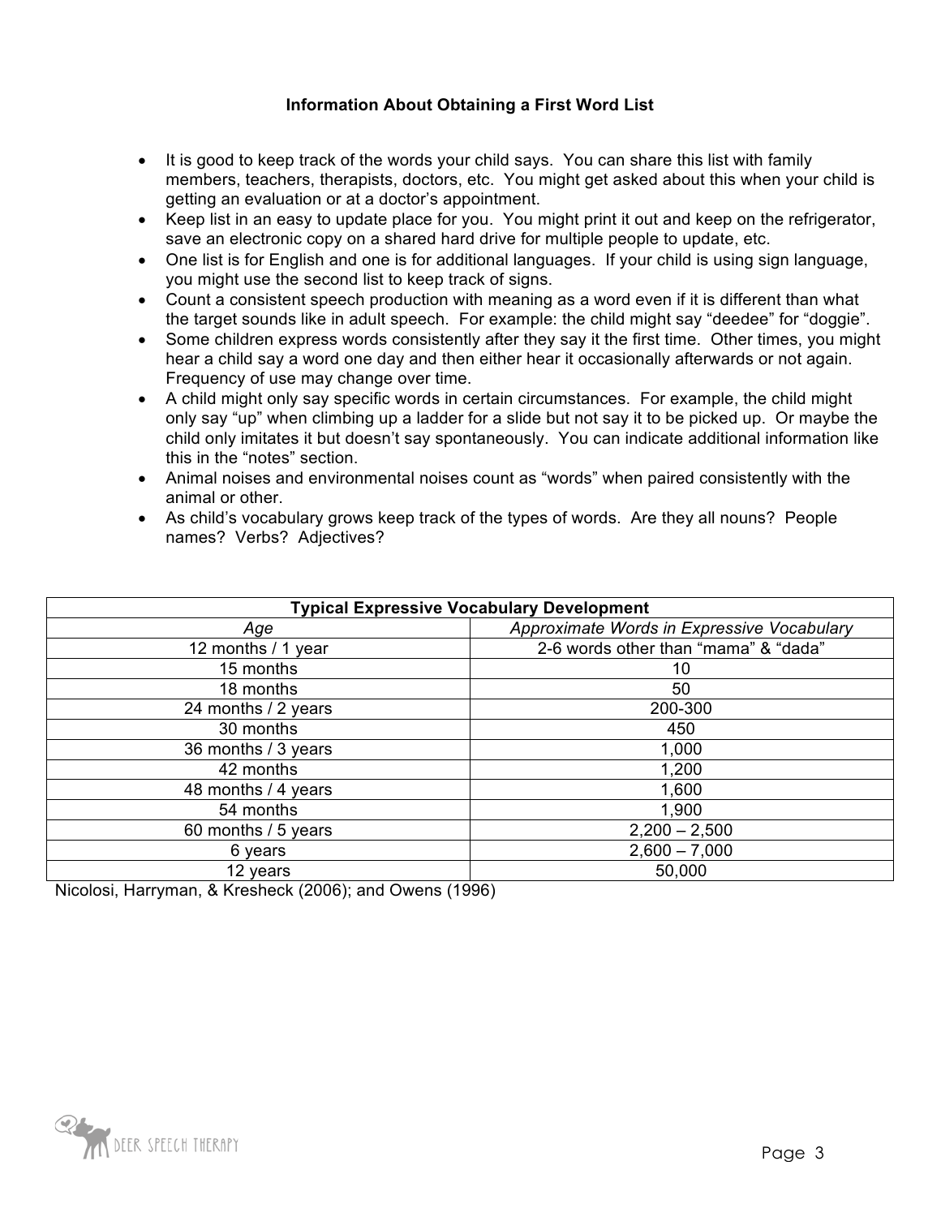### Information About Obtaining a First Word List

- It is good to keep track of the words your child says. You can share this list with family members, teachers, therapists, doctors, etc. You might get asked about this when your child is getting an evaluation or at a doctor's appointment.
- Keep list in an easy to update place for you. You might print it out and keep on the refrigerator, save an electronic copy on a shared hard drive for multiple people to update, etc.
- One list is for English and one is for additional languages. If your child is using sign language, you might use the second list to keep track of signs.
- Count a consistent speech production with meaning as a word even if it is different than what the target sounds like in adult speech. For example: the child might say "deedee" for "doggie".
- Some children express words consistently after they say it the first time. Other times, you might hear a child say a word one day and then either hear it occasionally afterwards or not again. Frequency of use may change over time.
- A child might only say specific words in certain circumstances. For example, the child might only say "up" when climbing up a ladder for a slide but not say it to be picked up. Or maybe the child only imitates it but doesn't say spontaneously. You can indicate additional information like this in the "notes" section.
- Animal noises and environmental noises count as "words" when paired consistently with the animal or other.
- As child's vocabulary grows keep track of the types of words. Are they all nouns? People names? Verbs? Adjectives?

| **Typical Expressive Vocabulary Development** | |
|---|---|
| *Age* | *Approximate Words in Expressive Vocabulary* |
| 12 months / 1 year | 2-6 words other than "mama" & "dada" |
| 15 months | 10 |
| 18 months | 50 |
| 24 months / 2 years | 200-300 |
| 30 months | 450 |
| 36 months / 3 years | 1,000 |
| 42 months | 1,200 |
| 48 months / 4 years | 1,600 |
| 54 months | 1,900 |
| 60 months / 5 years | 2,200 – 2,500 |
| 6 years | 2,600 – 7,000 |
| 12 years | 50,000 |

Nicolosi, Harryman, & Kresheck (2006); and Owens (1996)